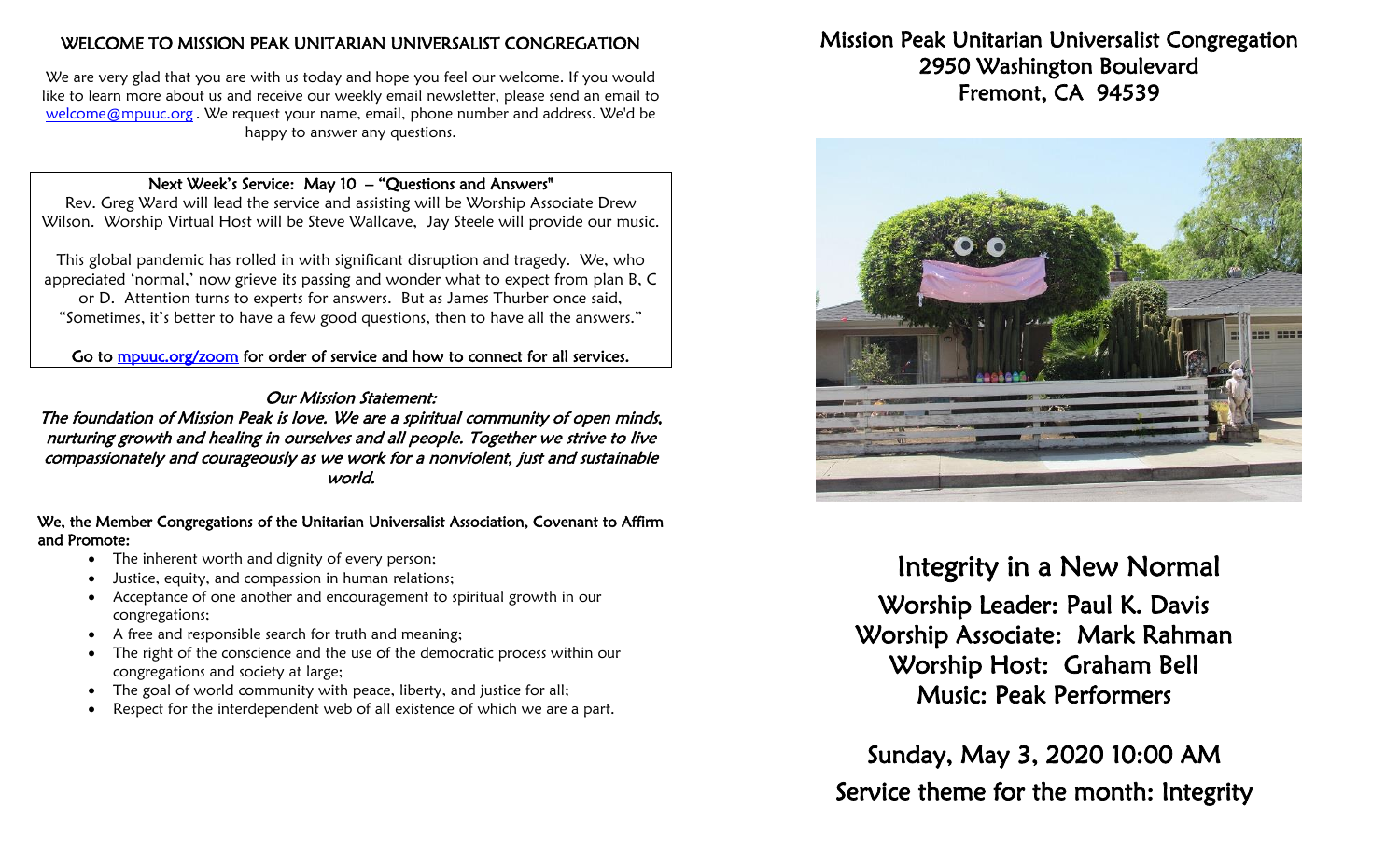## WELCOME TO MISSION PEAK UNITARIAN UNIVERSALIST CONGREGATION

We are very glad that you are with us today and hope you feel our welcome. If you would like to learn more about us and receive our weekly email newsletter, please send an email to welcome@mpuuc.org . We request your name, email, phone number and address. We'd be happy to answer any questions.

**Next Week's Service: May 10 – "Questions and Answers"**

Rev. Greg Ward will lead the service and assisting will be Worship Associate Drew Wilson. Worship Virtual Host will be Steve Wallcave, Jay Steele will provide our music.

This global pandemic has rolled in with significant disruption and tragedy. We, who appreciated 'normal,' now grieve its passing and wonder what to expect from plan B, C or D. Attention turns to experts for answers. But as James Thurber once said, "Sometimes, it's better to have a few good questions, then to have all the answers."

**Go to mpuuc.org/zoom for order of service and how to connect for all services.**

*Our Mission Statement:*

*The foundation of Mission Peak is love. We are a spiritual community of open minds, nurturing growth and healing in ourselves and all people. Together we strive to live compassionately and courageously as we work for a nonviolent, just and sustainable world.*

**We, the Member Congregations of the Unitarian Universalist Association, Covenant to Affirm and Promote:**

- The inherent worth and dignity of every person;
- Justice, equity, and compassion in human relations;
- Acceptance of one another and encouragement to spiritual growth in our congregations;
- A free and responsible search for truth and meaning;
- The right of the conscience and the use of the democratic process within our congregations and society at large;
- The goal of world community with peace, liberty, and justice for all;
- Respect for the interdependent web of all existence of which we are a part.

# Mission Peak Unitarian Universalist Congregation
2950 Washington Boulevard
Fremont, CA 94539

# Integrity in a New Normal

Worship Leader: Paul K. Davis
Worship Associate: Mark Rahman
Worship Host: Graham Bell
Music: Peak Performers

Sunday, May 3, 2020 10:00 AM
Service theme for the month: Integrity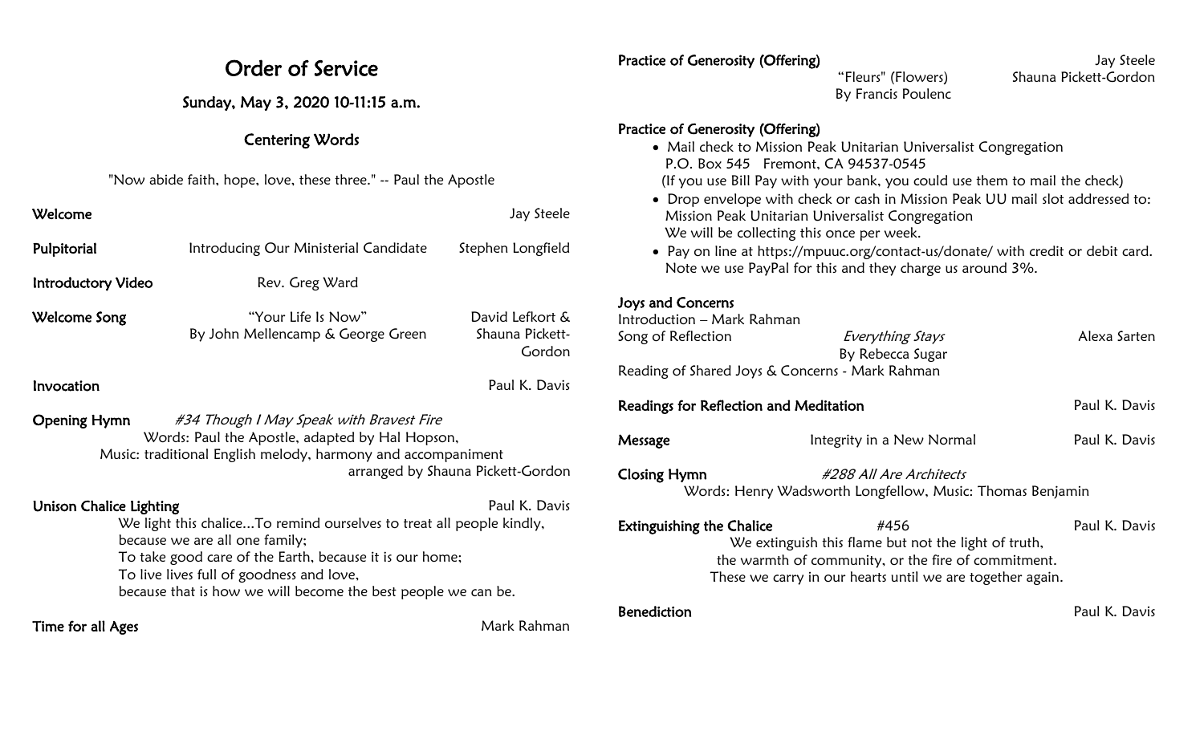# Order of Service

## Sunday, May 3, 2020 10-11:15 a.m.

### Centering Words

"Now abide faith, hope, love, these three." -- Paul the Apostle

**Welcome** — Jay Steele

**Pulpitorial** — Introducing Our Ministerial Candidate — Stephen Longfield

**Introductory Video** — Rev. Greg Ward

**Welcome Song** — "Your Life Is Now" By John Mellencamp & George Green — David Lefkort & Shauna Pickett-Gordon

**Invocation** — Paul K. Davis

**Opening Hymn** — *#34 Though I May Speak with Bravest Fire*
Words: Paul the Apostle, adapted by Hal Hopson,
Music: traditional English melody, harmony and accompaniment arranged by Shauna Pickett-Gordon

**Unison Chalice Lighting** — Paul K. Davis

We light this chalice…To remind ourselves to treat all people kindly, because we are all one family;
To take good care of the Earth, because it is our home;
To live lives full of goodness and love, because that is how we will become the best people we can be.

**Time for all Ages** — Mark Rahman

**Practice of Generosity (Offering)** — "Fleurs" (Flowers) By Francis Poulenc — Jay Steele, Shauna Pickett-Gordon

**Practice of Generosity (Offering)**

- Mail check to Mission Peak Unitarian Universalist Congregation
  P.O. Box 545 Fremont, CA 94537-0545
  (If you use Bill Pay with your bank, you could use them to mail the check)
- Drop envelope with check or cash in Mission Peak UU mail slot addressed to: Mission Peak Unitarian Universalist Congregation
  We will be collecting this once per week.
- Pay on line at https://mpuuc.org/contact-us/donate/ with credit or debit card. Note we use PayPal for this and they charge us around 3%.

**Joys and Concerns**
Introduction – Mark Rahman
Song of Reflection — *Everything Stays* By Rebecca Sugar — Alexa Sarten
Reading of Shared Joys & Concerns - Mark Rahman

**Readings for Reflection and Meditation** — Paul K. Davis

**Message** — Integrity in a New Normal — Paul K. Davis

**Closing Hymn** — *#288 All Are Architects*
Words: Henry Wadsworth Longfellow, Music: Thomas Benjamin

**Extinguishing the Chalice** — #456 — Paul K. Davis

We extinguish this flame but not the light of truth,
the warmth of community, or the fire of commitment.
These we carry in our hearts until we are together again.

**Benediction** — Paul K. Davis